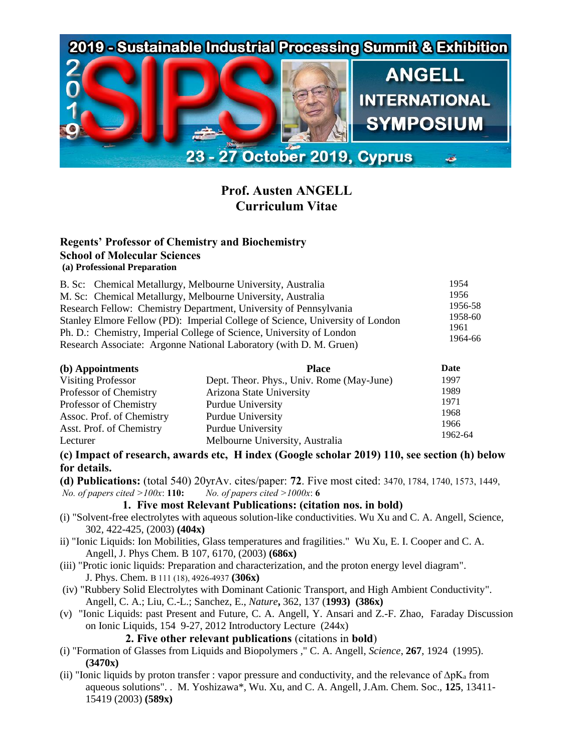2019 - Sustainable Industrial Processing Summit & Exhibition

ANGELL INTERNATIONAL SYMPOSIUM

23 - 27 October 2019, Cyprus

# Prof. Austen ANGELL
# Curriculum Vitae

**Regents' Professor of Chemistry and Biochemistry**
**School of Molecular Sciences**

**(a) Professional Preparation**

| | |
|---|---|
| B. Sc: Chemical Metallurgy, Melbourne University, Australia | 1954 |
| M. Sc: Chemical Metallurgy, Melbourne University, Australia | 1956 |
| Research Fellow: Chemistry Department, University of Pennsylvania | 1956-58 |
| Stanley Elmore Fellow (PD): Imperial College of Science, University of London | 1958-60 |
| Ph. D.: Chemistry, Imperial College of Science, University of London | 1961 |
| Research Associate: Argonne National Laboratory (with D. M. Gruen) | 1964-66 |

| **(b) Appointments** | **Place** | **Date** |
|---|---|---|
| Visiting Professor | Dept. Theor. Phys., Univ. Rome (May-June) | 1997 |
| Professor of Chemistry | Arizona State University | 1989 |
| Professor of Chemistry | Purdue University | 1971 |
| Assoc. Prof. of Chemistry | Purdue University | 1968 |
| Asst. Prof. of Chemistry | Purdue University | 1966 |
| Lecturer | Melbourne University, Australia | 1962-64 |

**(c) Impact of research, awards etc, H index (Google scholar 2019) 110, see section (h) below for details.**

**(d) Publications:** (total 540) 20yrAv. cites/paper: **72**. Five most cited: 3470, 1784, 1740, 1573, 1449, *No. of papers cited >100x*: **110:** *No. of papers cited >1000x*: **6**

**1. Five most Relevant Publications: (citation nos. in bold)**

(i) "Solvent-free electrolytes with aqueous solution-like conductivities. Wu Xu and C. A. Angell, Science, 302, 422-425, (2003) **(404x)**

ii) "Ionic Liquids: Ion Mobilities, Glass temperatures and fragilities." Wu Xu, E. I. Cooper and C. A. Angell, J. Phys Chem. B 107, 6170, (2003) **(686x)**

(iii) "Protic ionic liquids: Preparation and characterization, and the proton energy level diagram". J. Phys. Chem. B 111 (18), 4926-4937 **(306x)**

(iv) "Rubbery Solid Electrolytes with Dominant Cationic Transport, and High Ambient Conductivity". Angell, C. A.; Liu, C.-L.; Sanchez, E., ***Nature*,** 362, 137 (**1993**) **(386x)**

(v) "Ionic Liquids: past Present and Future, C. A. Angell, Y. Ansari and Z.-F. Zhao, Faraday Discussion on Ionic Liquids, 154 9-27, 2012 Introductory Lecture (244x)

**2. Five other relevant publications** (citations in **bold**)

(i) "Formation of Glasses from Liquids and Biopolymers ," C. A. Angell, *Science*, **267**, 1924 (1995). **(3470x)**

(ii) "Ionic liquids by proton transfer : vapor pressure and conductivity, and the relevance of $\Delta pK_a$ from aqueous solutions". . M. Yoshizawa*, Wu. Xu, and C. A. Angell, J.Am. Chem. Soc., **125**, 13411-15419 (2003) **(589x)**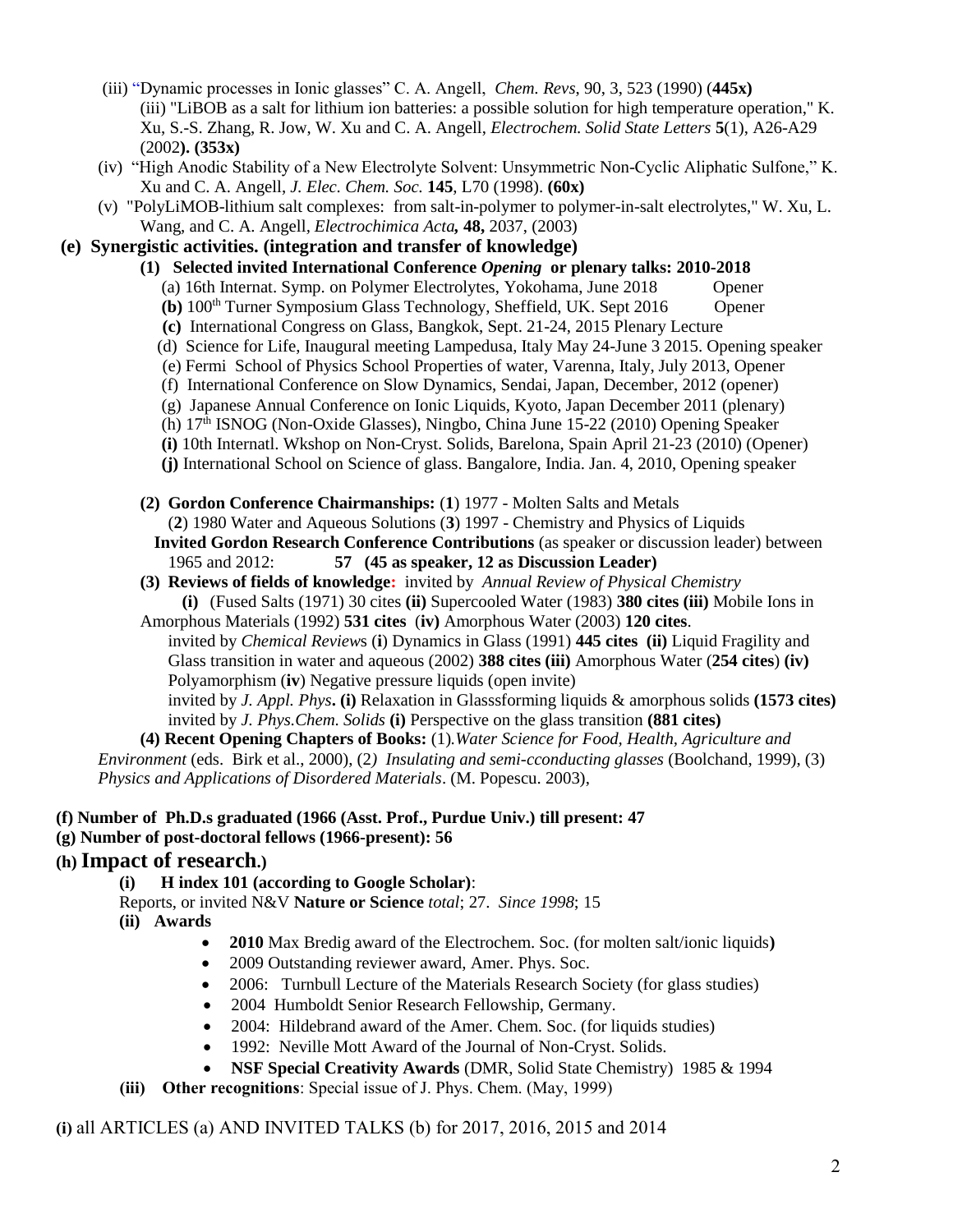(iii) "Dynamic processes in Ionic glasses" C. A. Angell, *Chem. Revs*, 90, 3, 523 (1990) (**445x)**

(iii) "LiBOB as a salt for lithium ion batteries: a possible solution for high temperature operation," K. Xu, S.-S. Zhang, R. Jow, W. Xu and C. A. Angell, *Electrochem. Solid State Letters* **5**(1), A26-A29 (2002**). (353x)**

(iv) "High Anodic Stability of a New Electrolyte Solvent: Unsymmetric Non-Cyclic Aliphatic Sulfone," K. Xu and C. A. Angell, *J. Elec. Chem. Soc.* **145**, L70 (1998). **(60x)**

(v) "PolyLiMOB-lithium salt complexes: from salt-in-polymer to polymer-in-salt electrolytes," W. Xu, L. Wang, and C. A. Angell, *Electrochimica Acta,* **48,** 2037, (2003)

**(e) Synergistic activities. (integration and transfer of knowledge)**

**(1) Selected invited International Conference *Opening* or plenary talks: 2010-2018**

(a) 16th Internat. Symp. on Polymer Electrolytes, Yokohama, June 2018 Opener
**(b)** 100th Turner Symposium Glass Technology, Sheffield, UK. Sept 2016 Opener
**(c)** International Congress on Glass, Bangkok, Sept. 21-24, 2015 Plenary Lecture
(d) Science for Life, Inaugural meeting Lampedusa, Italy May 24-June 3 2015. Opening speaker
(e) Fermi School of Physics School Properties of water, Varenna, Italy, July 2013, Opener
(f) International Conference on Slow Dynamics, Sendai, Japan, December, 2012 (opener)
(g) Japanese Annual Conference on Ionic Liquids, Kyoto, Japan December 2011 (plenary)
(h) 17th ISNOG (Non-Oxide Glasses), Ningbo, China June 15-22 (2010) Opening Speaker
**(i)** 10th Internatl. Wkshop on Non-Cryst. Solids, Barelona, Spain April 21-23 (2010) (Opener)
**(j)** International School on Science of glass. Bangalore, India. Jan. 4, 2010, Opening speaker

**(2) Gordon Conference Chairmanships:** (**1**) 1977 - Molten Salts and Metals (**2**) 1980 Water and Aqueous Solutions (**3**) 1997 - Chemistry and Physics of Liquids

**Invited Gordon Research Conference Contributions** (as speaker or discussion leader) between 1965 and 2012: **57 (45 as speaker, 12 as Discussion Leader)**

**(3) Reviews of fields of knowledge:** invited by *Annual Review of Physical Chemistry*
**(i)** (Fused Salts (1971) 30 cites **(ii)** Supercooled Water (1983) **380 cites (iii)** Mobile Ions in Amorphous Materials (1992) **531 cites** (**iv)** Amorphous Water (2003) **120 cites**.
invited by *Chemical Reviews* (**i**) Dynamics in Glass (1991) **445 cites (ii)** Liquid Fragility and Glass transition in water and aqueous (2002) **388 cites (iii)** Amorphous Water (**254 cites**) **(iv)** Polyamorphism (**iv**) Negative pressure liquids (open invite)
invited by *J. Appl. Phys***. (i)** Relaxation in Glasssforming liquids & amorphous solids **(1573 cites)**
invited by *J. Phys.Chem. Solids* **(i)** Perspective on the glass transition **(881 cites)**

**(4) Recent Opening Chapters of Books:** (1)*.Water Science for Food, Health, Agriculture and Environment* (eds. Birk et al., 2000), (2*) Insulating and semi-cconducting glasses* (Boolchand, 1999), (3) *Physics and Applications of Disordered Materials*. (M. Popescu. 2003),

**(f) Number of Ph.D.s graduated (1966 (Asst. Prof., Purdue Univ.) till present: 47**

**(g) Number of post-doctoral fellows (1966-present): 56**

**(h) Impact of research.)**

**(i) H index 101 (according to Google Scholar)**:

Reports, or invited N&V **Nature or Science** *total*; 27. *Since 1998*; 15

**(ii) Awards**

- **2010** Max Bredig award of the Electrochem. Soc. (for molten salt/ionic liquids**)**
- 2009 Outstanding reviewer award, Amer. Phys. Soc.
- 2006: Turnbull Lecture of the Materials Research Society (for glass studies)
- 2004 Humboldt Senior Research Fellowship, Germany.
- 2004: Hildebrand award of the Amer. Chem. Soc. (for liquids studies)
- 1992: Neville Mott Award of the Journal of Non-Cryst. Solids.
- **NSF Special Creativity Awards** (DMR, Solid State Chemistry) 1985 & 1994

**(iii) Other recognitions**: Special issue of J. Phys. Chem. (May, 1999)

**(i)** all ARTICLES (a) AND INVITED TALKS (b) for 2017, 2016, 2015 and 2014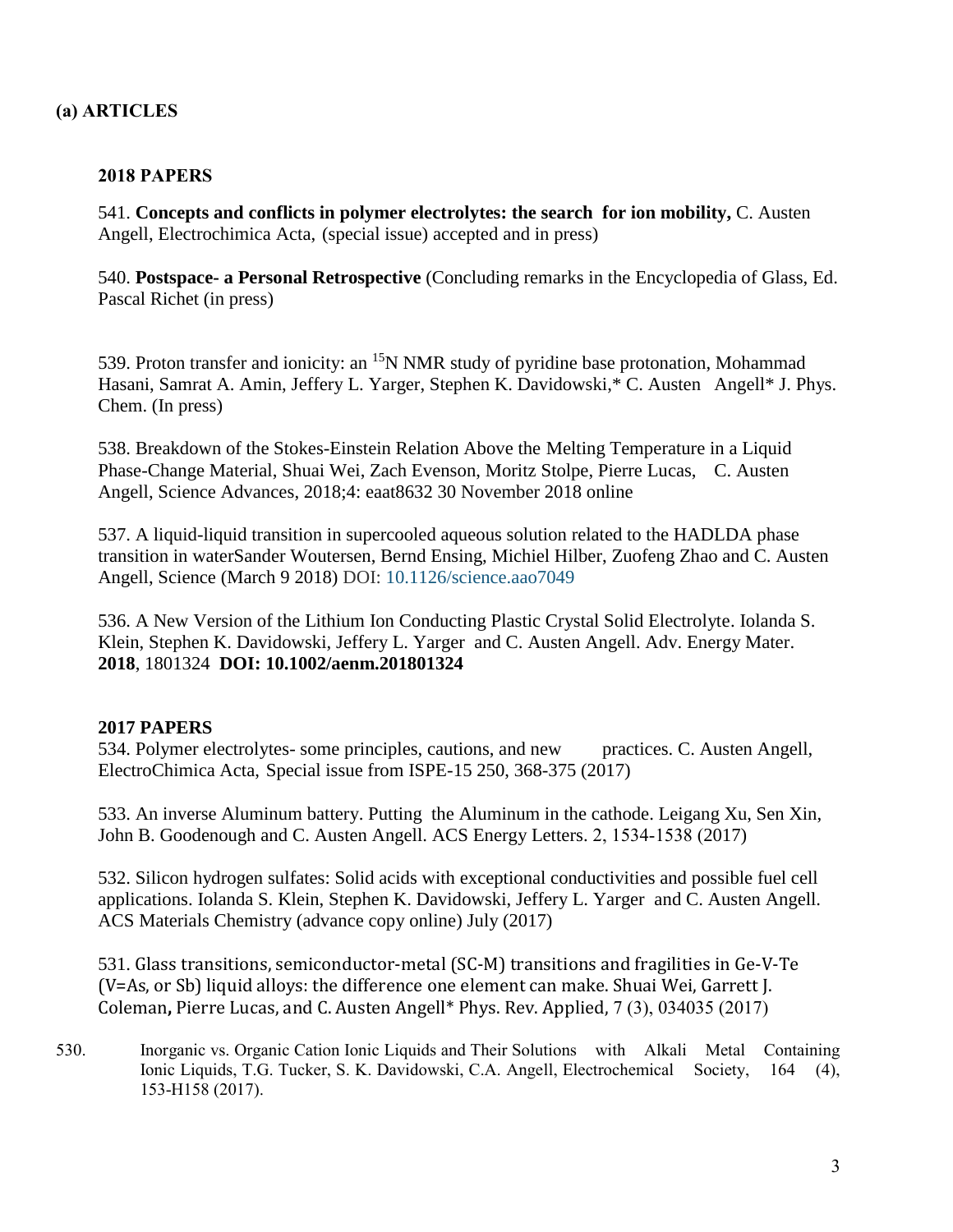## (a) ARTICLES

### 2018 PAPERS

541. **Concepts and conflicts in polymer electrolytes: the search for ion mobility,** C. Austen Angell, Electrochimica Acta, (special issue) accepted and in press)

540. **Postspace- a Personal Retrospective** (Concluding remarks in the Encyclopedia of Glass, Ed. Pascal Richet (in press)

539. Proton transfer and ionicity: an $^{15}N$ NMR study of pyridine base protonation, Mohammad Hasani, Samrat A. Amin, Jeffery L. Yarger, Stephen K. Davidowski,* C. Austen Angell* J. Phys. Chem. (In press)

538. Breakdown of the Stokes-Einstein Relation Above the Melting Temperature in a Liquid Phase-Change Material, Shuai Wei, Zach Evenson, Moritz Stolpe, Pierre Lucas, C. Austen Angell, Science Advances, 2018;4: eaat8632 30 November 2018 online

537. A liquid-liquid transition in supercooled aqueous solution related to the HADLDA phase transition in waterSander Woutersen, Bernd Ensing, Michiel Hilber, Zuofeng Zhao and C. Austen Angell, Science (March 9 2018) DOI: 10.1126/science.aao7049

536. A New Version of the Lithium Ion Conducting Plastic Crystal Solid Electrolyte. Iolanda S. Klein, Stephen K. Davidowski, Jeffery L. Yarger and C. Austen Angell. Adv. Energy Mater. **2018**, 1801324 **DOI: 10.1002/aenm.201801324**

### 2017 PAPERS

534. Polymer electrolytes- some principles, cautions, and new practices. C. Austen Angell, ElectroChimica Acta, Special issue from ISPE-15 250, 368-375 (2017)

533. An inverse Aluminum battery. Putting the Aluminum in the cathode. Leigang Xu, Sen Xin, John B. Goodenough and C. Austen Angell. ACS Energy Letters. 2, 1534-1538 (2017)

532. Silicon hydrogen sulfates: Solid acids with exceptional conductivities and possible fuel cell applications. Iolanda S. Klein, Stephen K. Davidowski, Jeffery L. Yarger and C. Austen Angell. ACS Materials Chemistry (advance copy online) July (2017)

531. Glass transitions, semiconductor-metal (SC-M) transitions and fragilities in Ge-V-Te (V=As, or Sb) liquid alloys: the difference one element can make. Shuai Wei, Garrett J. Coleman, Pierre Lucas, and C. Austen Angell* Phys. Rev. Applied, 7 (3), 034035 (2017)

530. Inorganic vs. Organic Cation Ionic Liquids and Their Solutions with Alkali Metal Containing Ionic Liquids, T.G. Tucker, S. K. Davidowski, C.A. Angell, Electrochemical Society, 164 (4), 153-H158 (2017).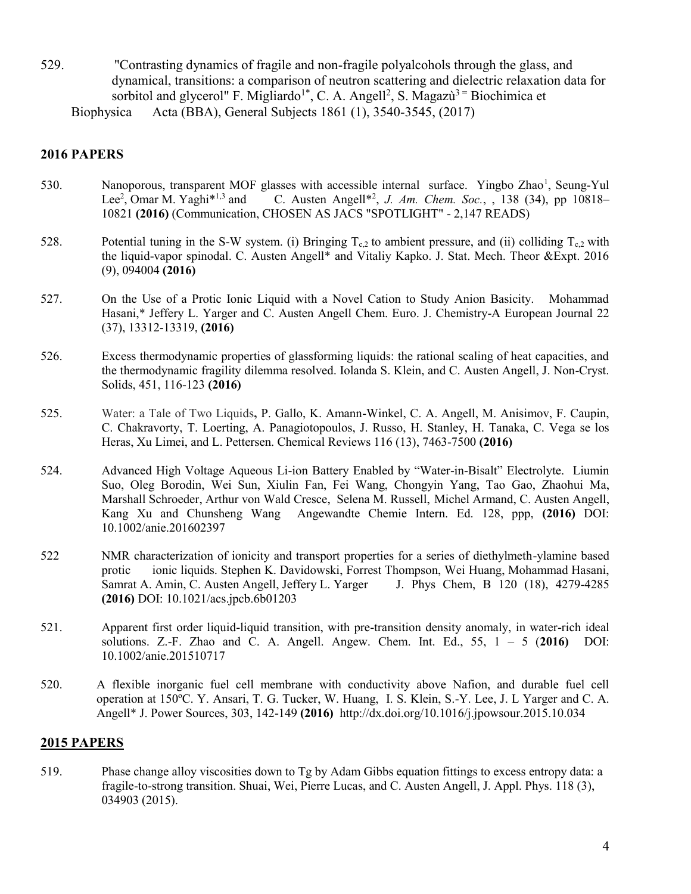529. "Contrasting dynamics of fragile and non-fragile polyalcohols through the glass, and dynamical, transitions: a comparison of neutron scattering and dielectric relaxation data for sorbitol and glycerol" F. Migliardo[1*], C. A. Angell[2], S. Magazù[3 =] Biochimica et Biophysica Acta (BBA), General Subjects 1861 (1), 3540-3545, (2017)

## 2016 PAPERS

530. Nanoporous, transparent MOF glasses with accessible internal surface. Yingbo Zhao[1], Seung-Yul Lee[2], Omar M. Yaghi*[1,3] and C. Austen Angell*[2], *J. Am. Chem. Soc.*, , 138 (34), pp 10818–10821 **(2016)** (Communication, CHOSEN AS JACS "SPOTLIGHT" - 2,147 READS)

528. Potential tuning in the S-W system. (i) Bringing $T_{c,2}$ to ambient pressure, and (ii) colliding $T_{c,2}$ with the liquid-vapor spinodal. C. Austen Angell* and Vitaliy Kapko. J. Stat. Mech. Theor &Expt. 2016 (9), 094004 **(2016)**

527. On the Use of a Protic Ionic Liquid with a Novel Cation to Study Anion Basicity. Mohammad Hasani,* Jeffery L. Yarger and C. Austen Angell Chem. Euro. J. Chemistry-A European Journal 22 (37), 13312-13319, **(2016)**

526. Excess thermodynamic properties of glassforming liquids: the rational scaling of heat capacities, and the thermodynamic fragility dilemma resolved. Iolanda S. Klein, and C. Austen Angell, J. Non-Cryst. Solids, 451, 116-123 **(2016)**

525. Water: a Tale of Two Liquids**,** P. Gallo, K. Amann-Winkel, C. A. Angell, M. Anisimov, F. Caupin, C. Chakravorty, T. Loerting, A. Panagiotopoulos, J. Russo, H. Stanley, H. Tanaka, C. Vega se los Heras, Xu Limei, and L. Pettersen. Chemical Reviews 116 (13), 7463-7500 **(2016)**

524. Advanced High Voltage Aqueous Li-ion Battery Enabled by "Water-in-Bisalt" Electrolyte. Liumin Suo, Oleg Borodin, Wei Sun, Xiulin Fan, Fei Wang, Chongyin Yang, Tao Gao, Zhaohui Ma, Marshall Schroeder, Arthur von Wald Cresce, Selena M. Russell, Michel Armand, C. Austen Angell, Kang Xu and Chunsheng Wang Angewandte Chemie Intern. Ed. 128, ppp, **(2016)** DOI: 10.1002/anie.201602397

522 NMR characterization of ionicity and transport properties for a series of diethylmeth-ylamine based protic ionic liquids. Stephen K. Davidowski, Forrest Thompson, Wei Huang, Mohammad Hasani, Samrat A. Amin, C. Austen Angell, Jeffery L. Yarger J. Phys Chem, B 120 (18), 4279-4285 **(2016)** DOI: 10.1021/acs.jpcb.6b01203

521. Apparent first order liquid-liquid transition, with pre-transition density anomaly, in water-rich ideal solutions. Z.-F. Zhao and C. A. Angell. Angew. Chem. Int. Ed., 55, 1 – 5 (**2016)** DOI: 10.1002/anie.201510717

520. A flexible inorganic fuel cell membrane with conductivity above Nafion, and durable fuel cell operation at 150ºC. Y. Ansari, T. G. Tucker, W. Huang, I. S. Klein, S.-Y. Lee, J. L Yarger and C. A. Angell* J. Power Sources, 303, 142-149 **(2016)** http://dx.doi.org/10.1016/j.jpowsour.2015.10.034

## 2015 PAPERS

519. Phase change alloy viscosities down to Tg by Adam Gibbs equation fittings to excess entropy data: a fragile-to-strong transition. Shuai, Wei, Pierre Lucas, and C. Austen Angell, J. Appl. Phys. 118 (3), 034903 (2015).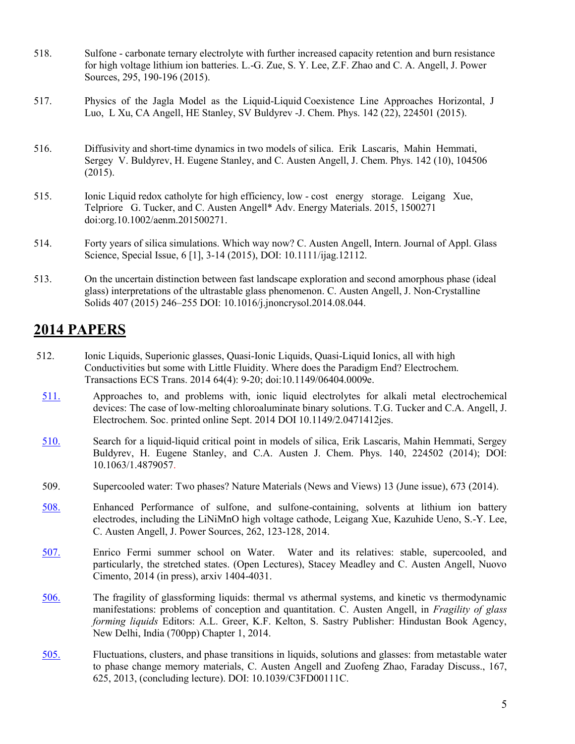518. Sulfone - carbonate ternary electrolyte with further increased capacity retention and burn resistance for high voltage lithium ion batteries. L.-G. Zue, S. Y. Lee, Z.F. Zhao and C. A. Angell, J. Power Sources, 295, 190-196 (2015).

517. Physics of the Jagla Model as the Liquid-Liquid Coexistence Line Approaches Horizontal, J Luo, L Xu, CA Angell, HE Stanley, SV Buldyrev -J. Chem. Phys. 142 (22), 224501 (2015).

516. Diffusivity and short-time dynamics in two models of silica. Erik Lascaris, Mahin Hemmati, Sergey V. Buldyrev, H. Eugene Stanley, and C. Austen Angell, J. Chem. Phys. 142 (10), 104506 (2015).

515. Ionic Liquid redox catholyte for high efficiency, low - cost energy storage. Leigang Xue, Telpriore G. Tucker, and C. Austen Angell* Adv. Energy Materials. 2015, 1500271 doi:org.10.1002/aenm.201500271.

514. Forty years of silica simulations. Which way now? C. Austen Angell, Intern. Journal of Appl. Glass Science, Special Issue, 6 [1], 3-14 (2015), DOI: 10.1111/ijag.12112.

513. On the uncertain distinction between fast landscape exploration and second amorphous phase (ideal glass) interpretations of the ultrastable glass phenomenon. C. Austen Angell, J. Non-Crystalline Solids 407 (2015) 246–255 DOI: 10.1016/j.jnoncrysol.2014.08.044.

## 2014 PAPERS

512. Ionic Liquids, Superionic glasses, Quasi-Ionic Liquids, Quasi-Liquid Ionics, all with high Conductivities but some with Little Fluidity. Where does the Paradigm End? Electrochem. Transactions ECS Trans. 2014 64(4): 9-20; doi:10.1149/06404.0009e.

511. Approaches to, and problems with, ionic liquid electrolytes for alkali metal electrochemical devices: The case of low-melting chloroaluminate binary solutions. T.G. Tucker and C.A. Angell, J. Electrochem. Soc. printed online Sept. 2014 DOI 10.1149/2.0471412jes.

510. Search for a liquid-liquid critical point in models of silica, Erik Lascaris, Mahin Hemmati, Sergey Buldyrev, H. Eugene Stanley, and C.A. Austen J. Chem. Phys. 140, 224502 (2014); DOI: 10.1063/1.4879057.

509. Supercooled water: Two phases? Nature Materials (News and Views) 13 (June issue), 673 (2014).

508. Enhanced Performance of sulfone, and sulfone-containing, solvents at lithium ion battery electrodes, including the LiNiMnO high voltage cathode, Leigang Xue, Kazuhide Ueno, S.-Y. Lee, C. Austen Angell, J. Power Sources, 262, 123-128, 2014.

507. Enrico Fermi summer school on Water. Water and its relatives: stable, supercooled, and particularly, the stretched states. (Open Lectures), Stacey Meadley and C. Austen Angell, Nuovo Cimento, 2014 (in press), arxiv 1404-4031.

506. The fragility of glassforming liquids: thermal vs athermal systems, and kinetic vs thermodynamic manifestations: problems of conception and quantitation. C. Austen Angell, in *Fragility of glass forming liquids* Editors: A.L. Greer, K.F. Kelton, S. Sastry Publisher: Hindustan Book Agency, New Delhi, India (700pp) Chapter 1, 2014.

505. Fluctuations, clusters, and phase transitions in liquids, solutions and glasses: from metastable water to phase change memory materials, C. Austen Angell and Zuofeng Zhao, Faraday Discuss., 167, 625, 2013, (concluding lecture). DOI: 10.1039/C3FD00111C.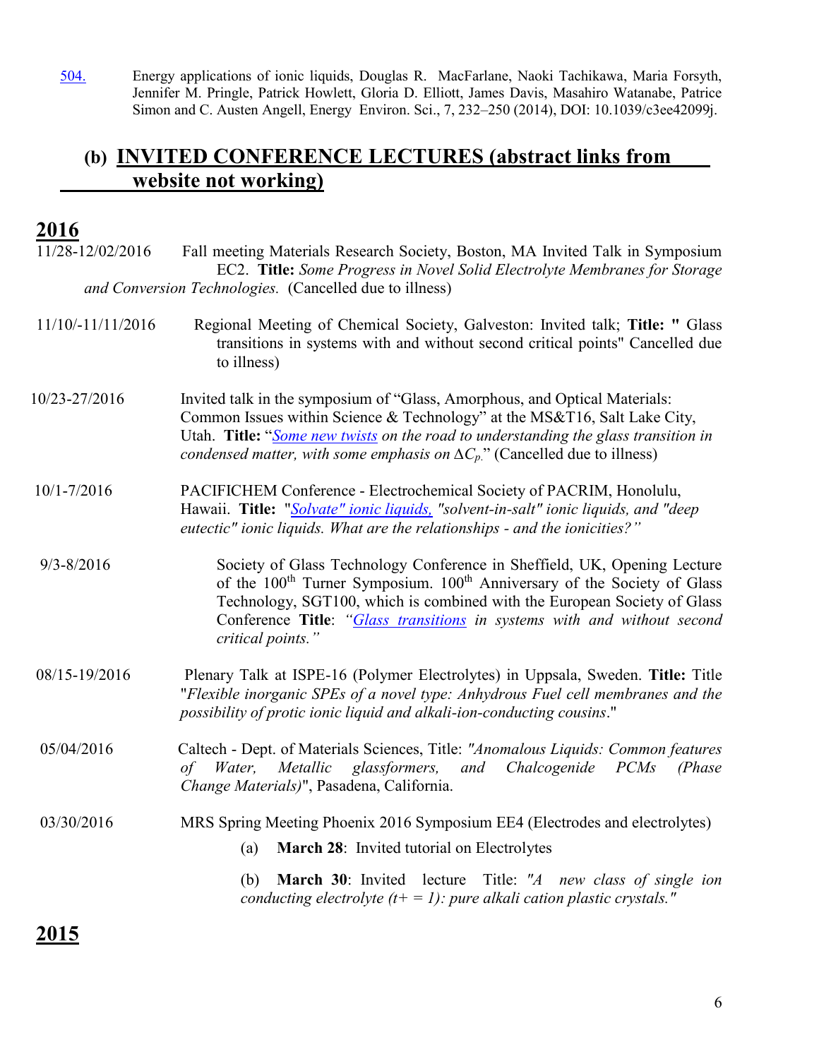504. Energy applications of ionic liquids, Douglas R. MacFarlane, Naoki Tachikawa, Maria Forsyth, Jennifer M. Pringle, Patrick Howlett, Gloria D. Elliott, James Davis, Masahiro Watanabe, Patrice Simon and C. Austen Angell, Energy Environ. Sci., 7, 232–250 (2014), DOI: 10.1039/c3ee42099j.

## (b) INVITED CONFERENCE LECTURES (abstract links from website not working)

### 2016

11/28-12/02/2016 Fall meeting Materials Research Society, Boston, MA Invited Talk in Symposium EC2. **Title:** *Some Progress in Novel Solid Electrolyte Membranes for Storage and Conversion Technologies.* (Cancelled due to illness)

11/10/-11/11/2016 Regional Meeting of Chemical Society, Galveston: Invited talk; **Title: "** Glass transitions in systems with and without second critical points" Cancelled due to illness)

10/23-27/2016 Invited talk in the symposium of “Glass, Amorphous, and Optical Materials: Common Issues within Science & Technology” at the MS&T16, Salt Lake City, Utah. **Title:** “*Some new twists on the road to understanding the glass transition in condensed matter, with some emphasis on $\Delta C_p$.*” (Cancelled due to illness)

10/1-7/2016 PACIFICHEM Conference - Electrochemical Society of PACRIM, Honolulu, Hawaii. **Title:** "*Solvate" ionic liquids, "solvent-in-salt" ionic liquids, and "deep eutectic" ionic liquids. What are the relationships - and the ionicities?”*

9/3-8/2016 Society of Glass Technology Conference in Sheffield, UK, Opening Lecture of the 100[th] Turner Symposium. 100[th] Anniversary of the Society of Glass Technology, SGT100, which is combined with the European Society of Glass Conference **Title**: *“Glass transitions in systems with and without second critical points.”*

08/15-19/2016 Plenary Talk at ISPE-16 (Polymer Electrolytes) in Uppsala, Sweden. **Title:** Title "*Flexible inorganic SPEs of a novel type: Anhydrous Fuel cell membranes and the possibility of protic ionic liquid and alkali-ion-conducting cousins*."

05/04/2016 Caltech - Dept. of Materials Sciences, Title: *"Anomalous Liquids: Common features of Water, Metallic glassformers, and Chalcogenide PCMs (Phase Change Materials)*", Pasadena, California.

03/30/2016 MRS Spring Meeting Phoenix 2016 Symposium EE4 (Electrodes and electrolytes)

(a) **March 28**: Invited tutorial on Electrolytes

(b) **March 30**: Invited lecture Title: *"A new class of single ion conducting electrolyte (t+ = 1): pure alkali cation plastic crystals."*

### 2015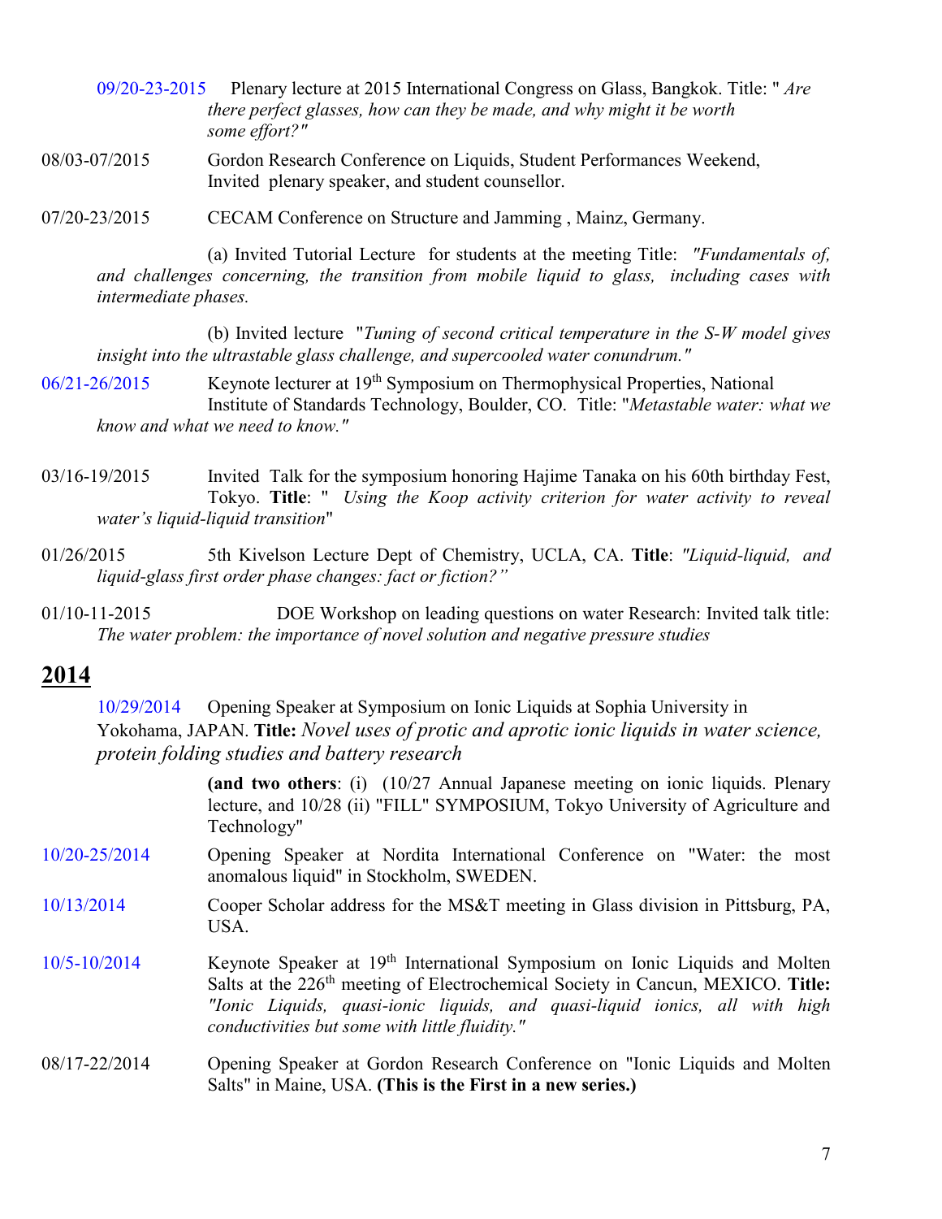09/20-23-2015 Plenary lecture at 2015 International Congress on Glass, Bangkok. Title: " *Are there perfect glasses, how can they be made, and why might it be worth some effort?"*

08/03-07/2015 Gordon Research Conference on Liquids, Student Performances Weekend, Invited plenary speaker, and student counsellor.

07/20-23/2015 CECAM Conference on Structure and Jamming , Mainz, Germany.

(a) Invited Tutorial Lecture for students at the meeting Title: *"Fundamentals of, and challenges concerning, the transition from mobile liquid to glass, including cases with intermediate phases.*

(b) Invited lecture "*Tuning of second critical temperature in the S-W model gives insight into the ultrastable glass challenge, and supercooled water conundrum."*

06/21-26/2015 Keynote lecturer at 19th Symposium on Thermophysical Properties, National Institute of Standards Technology, Boulder, CO. Title: "*Metastable water: what we know and what we need to know."*

03/16-19/2015 Invited Talk for the symposium honoring Hajime Tanaka on his 60th birthday Fest, Tokyo. **Title**: " *Using the Koop activity criterion for water activity to reveal water's liquid-liquid transition*"

01/26/2015 5th Kivelson Lecture Dept of Chemistry, UCLA, CA. **Title**: *"Liquid-liquid, and liquid-glass first order phase changes: fact or fiction?"*

01/10-11-2015 DOE Workshop on leading questions on water Research: Invited talk title: *The water problem: the importance of novel solution and negative pressure studies*

## 2014

10/29/2014 Opening Speaker at Symposium on Ionic Liquids at Sophia University in Yokohama, JAPAN. **Title:** *Novel uses of protic and aprotic ionic liquids in water science, protein folding studies and battery research*

**(and two others**: (i) (10/27 Annual Japanese meeting on ionic liquids. Plenary lecture, and 10/28 (ii) "FILL" SYMPOSIUM, Tokyo University of Agriculture and Technology"

10/20-25/2014 Opening Speaker at Nordita International Conference on "Water: the most anomalous liquid" in Stockholm, SWEDEN.

10/13/2014 Cooper Scholar address for the MS&T meeting in Glass division in Pittsburg, PA, USA.

10/5-10/2014 Keynote Speaker at 19th International Symposium on Ionic Liquids and Molten Salts at the 226th meeting of Electrochemical Society in Cancun, MEXICO. **Title:** *"Ionic Liquids, quasi-ionic liquids, and quasi-liquid ionics, all with high conductivities but some with little fluidity."*

08/17-22/2014 Opening Speaker at Gordon Research Conference on "Ionic Liquids and Molten Salts" in Maine, USA. **(This is the First in a new series.)**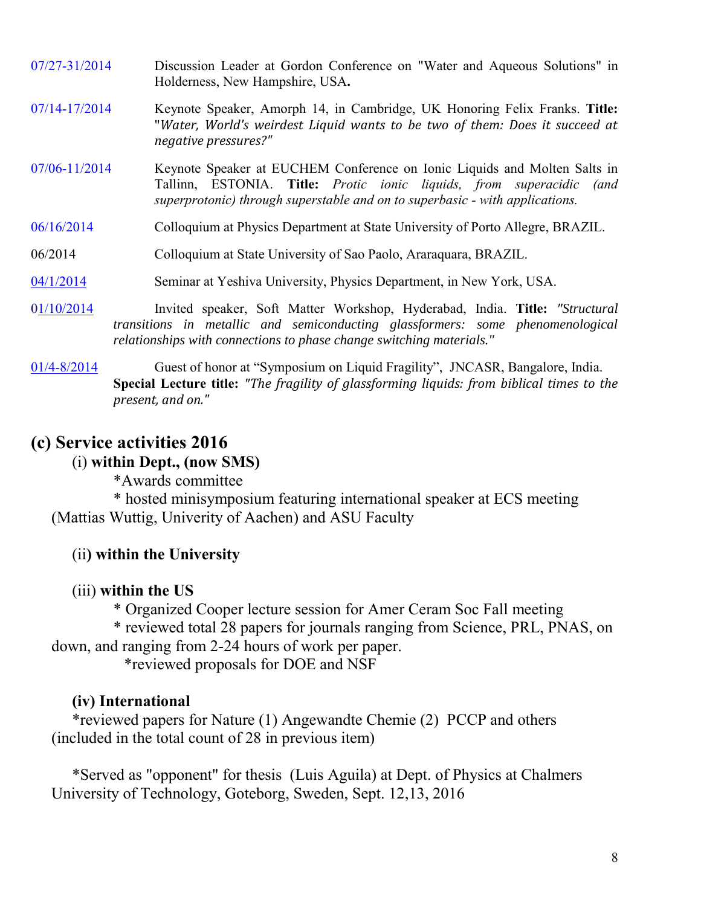07/27-31/2014 Discussion Leader at Gordon Conference on "Water and Aqueous Solutions" in Holderness, New Hampshire, USA**.**

07/14-17/2014 Keynote Speaker, Amorph 14, in Cambridge, UK Honoring Felix Franks. **Title:** "*Water, World's weirdest Liquid wants to be two of them: Does it succeed at negative pressures?"*

07/06-11/2014 Keynote Speaker at EUCHEM Conference on Ionic Liquids and Molten Salts in Tallinn, ESTONIA. **Title:** *Protic ionic liquids, from superacidic (and superprotonic) through superstable and on to superbasic - with applications.*

06/16/2014 Colloquium at Physics Department at State University of Porto Allegre, BRAZIL.

06/2014 Colloquium at State University of Sao Paolo, Araraquara, BRAZIL.

04/1/2014 Seminar at Yeshiva University, Physics Department, in New York, USA.

01/10/2014 Invited speaker, Soft Matter Workshop, Hyderabad, India. **Title:** *"Structural transitions in metallic and semiconducting glassformers: some phenomenological relationships with connections to phase change switching materials."*

01/4-8/2014 Guest of honor at "Symposium on Liquid Fragility", JNCASR, Bangalore, India. **Special Lecture title:** *"The fragility of glassforming liquids: from biblical times to the present, and on."*

## (c) Service activities 2016

(i) **within Dept., (now SMS)**

*Awards committee

* hosted minisymposium featuring international speaker at ECS meeting (Mattias Wuttig, Univerity of Aachen) and ASU Faculty

(ii**) within the University**

(iii) **within the US**

* Organized Cooper lecture session for Amer Ceram Soc Fall meeting

* reviewed total 28 papers for journals ranging from Science, PRL, PNAS, on down, and ranging from 2-24 hours of work per paper.

*reviewed proposals for DOE and NSF

**(iv) International**

*reviewed papers for Nature (1) Angewandte Chemie (2) PCCP and others (included in the total count of 28 in previous item)

*Served as "opponent" for thesis (Luis Aguila) at Dept. of Physics at Chalmers University of Technology, Goteborg, Sweden, Sept. 12,13, 2016